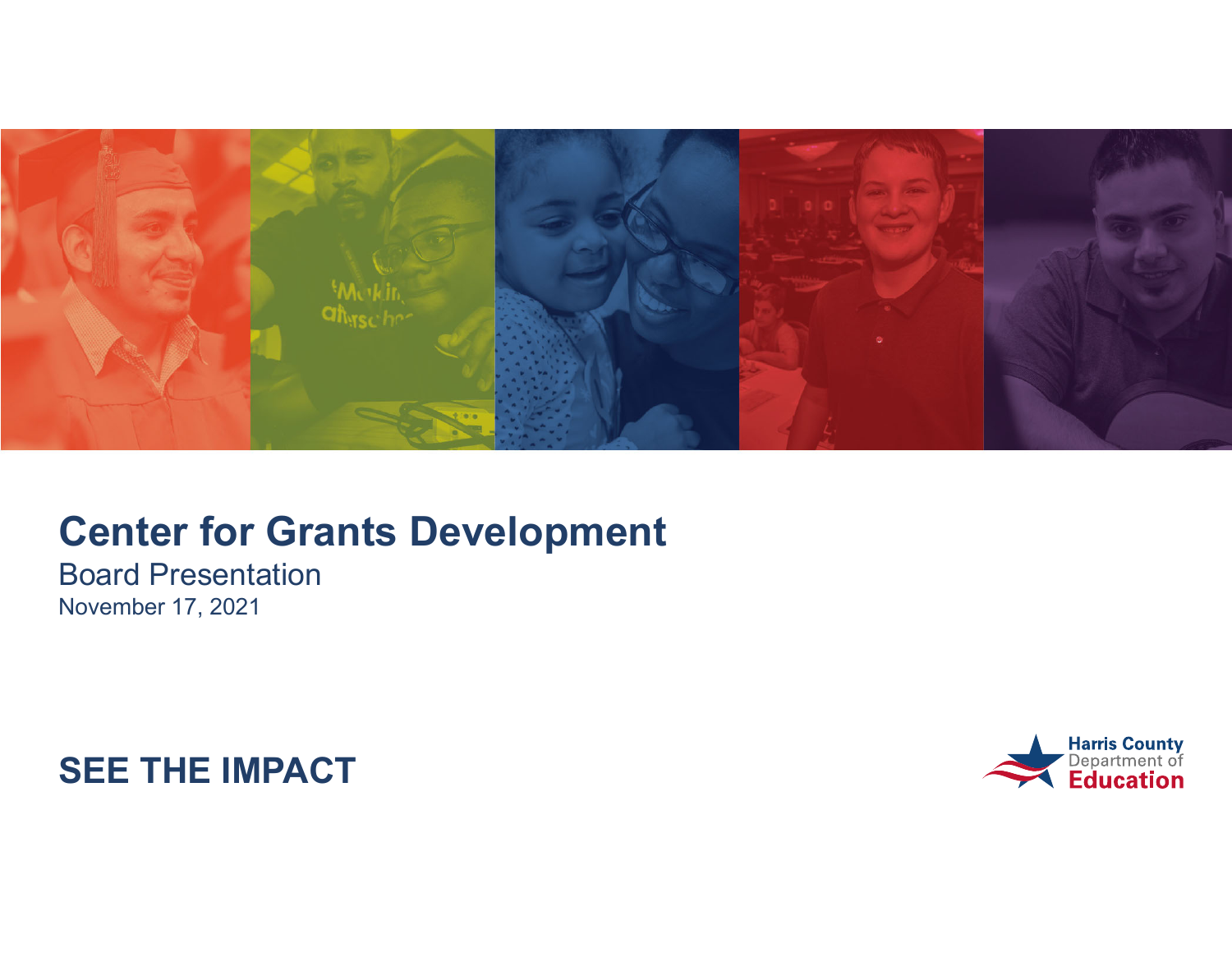# Center for Grants Development

Board Presentation

November 17, 2021

**SEE THE IMPACT**

Harris County Department of Education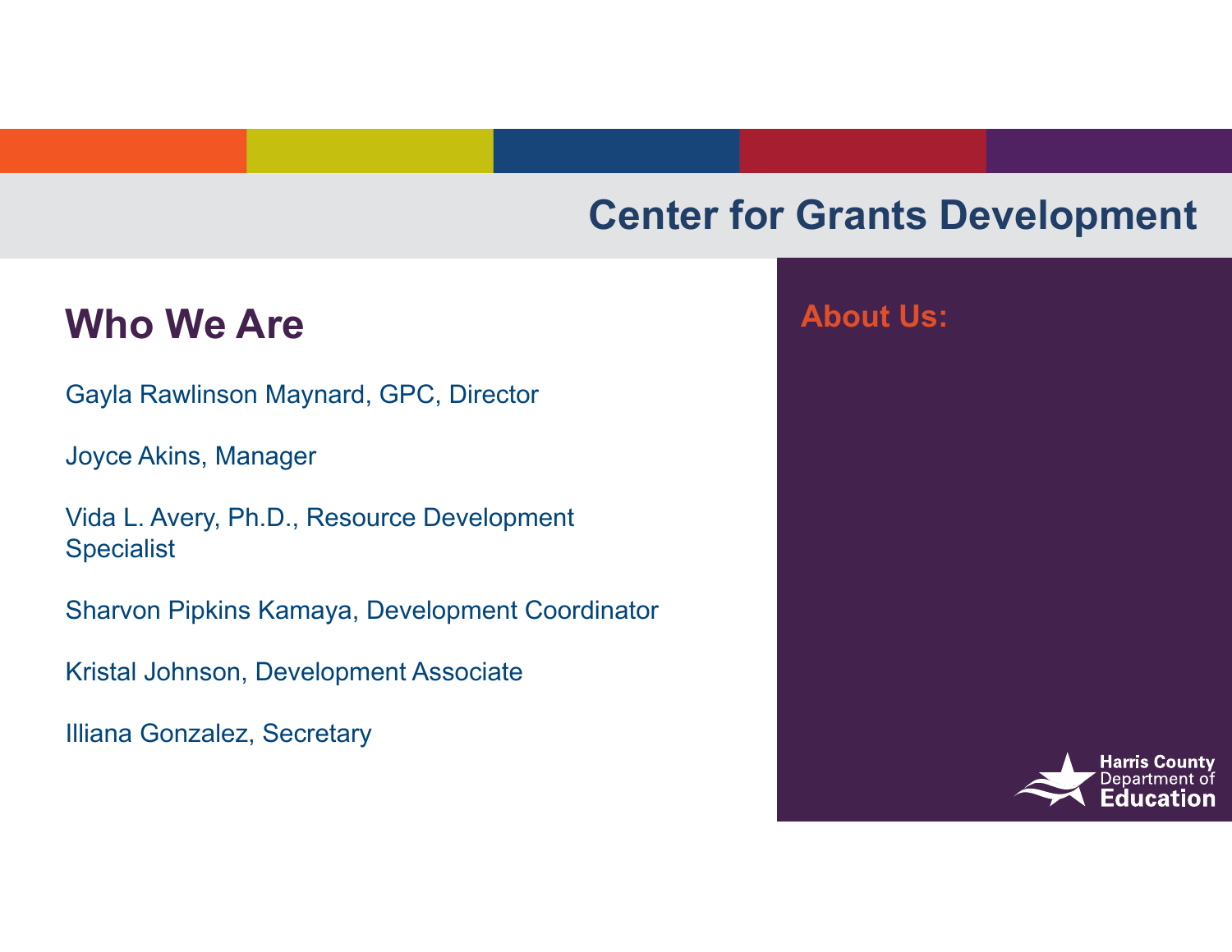# Center for Grants Development

## Who We Are

Gayla Rawlinson Maynard, GPC, Director

Joyce Akins, Manager

Vida L. Avery, Ph.D., Resource Development Specialist

Sharvon Pipkins Kamaya, Development Coordinator

Kristal Johnson, Development Associate

Illiana Gonzalez, Secretary

## About Us:

Harris County Department of Education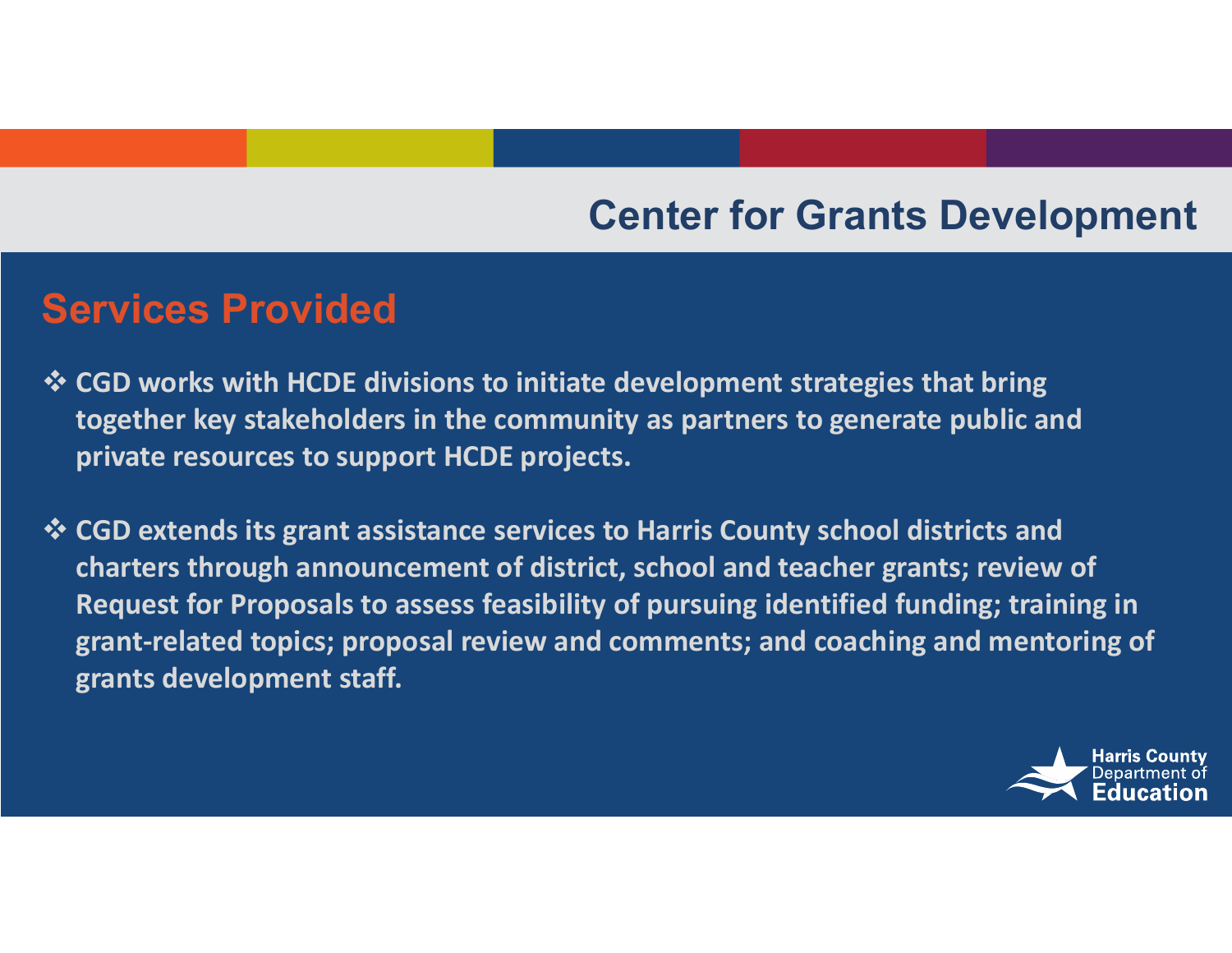# Center for Grants Development

## Services Provided

- CGD works with HCDE divisions to initiate development strategies that bring together key stakeholders in the community as partners to generate public and private resources to support HCDE projects.

- CGD extends its grant assistance services to Harris County school districts and charters through announcement of district, school and teacher grants; review of Request for Proposals to assess feasibility of pursuing identified funding; training in grant-related topics; proposal review and comments; and coaching and mentoring of grants development staff.

Harris County Department of Education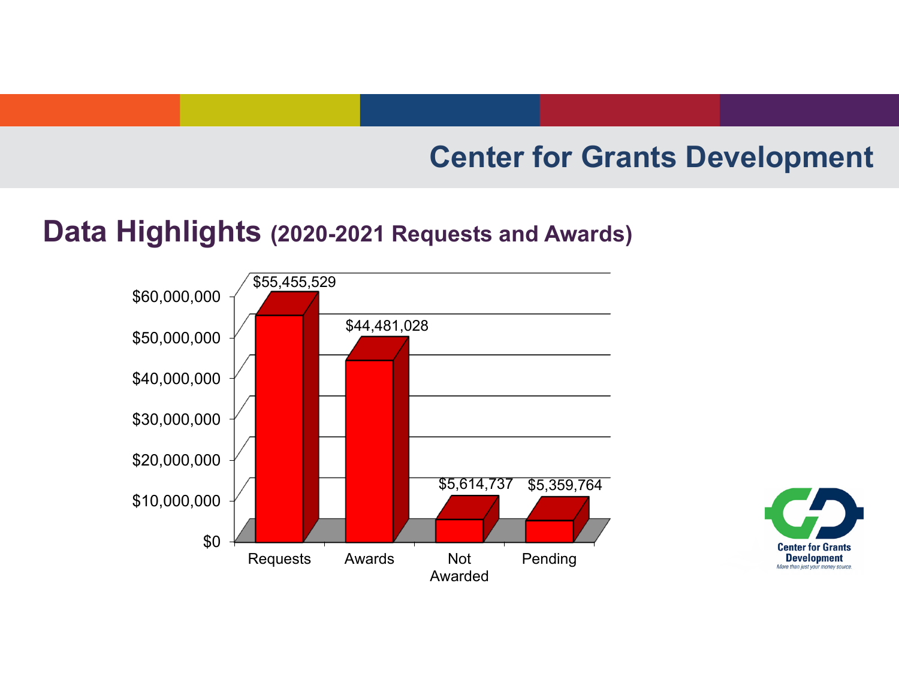## Center for Grants Development

# Data Highlights (2020-2021 Requests and Awards)

| Category | Amount |
|---|---|
| Requests | $55,455,529 |
| Awards | $44,481,028 |
| Not Awarded | $5,614,737 |
| Pending | $5,359,764 |

Center for Grants Development
*More than just your money source.*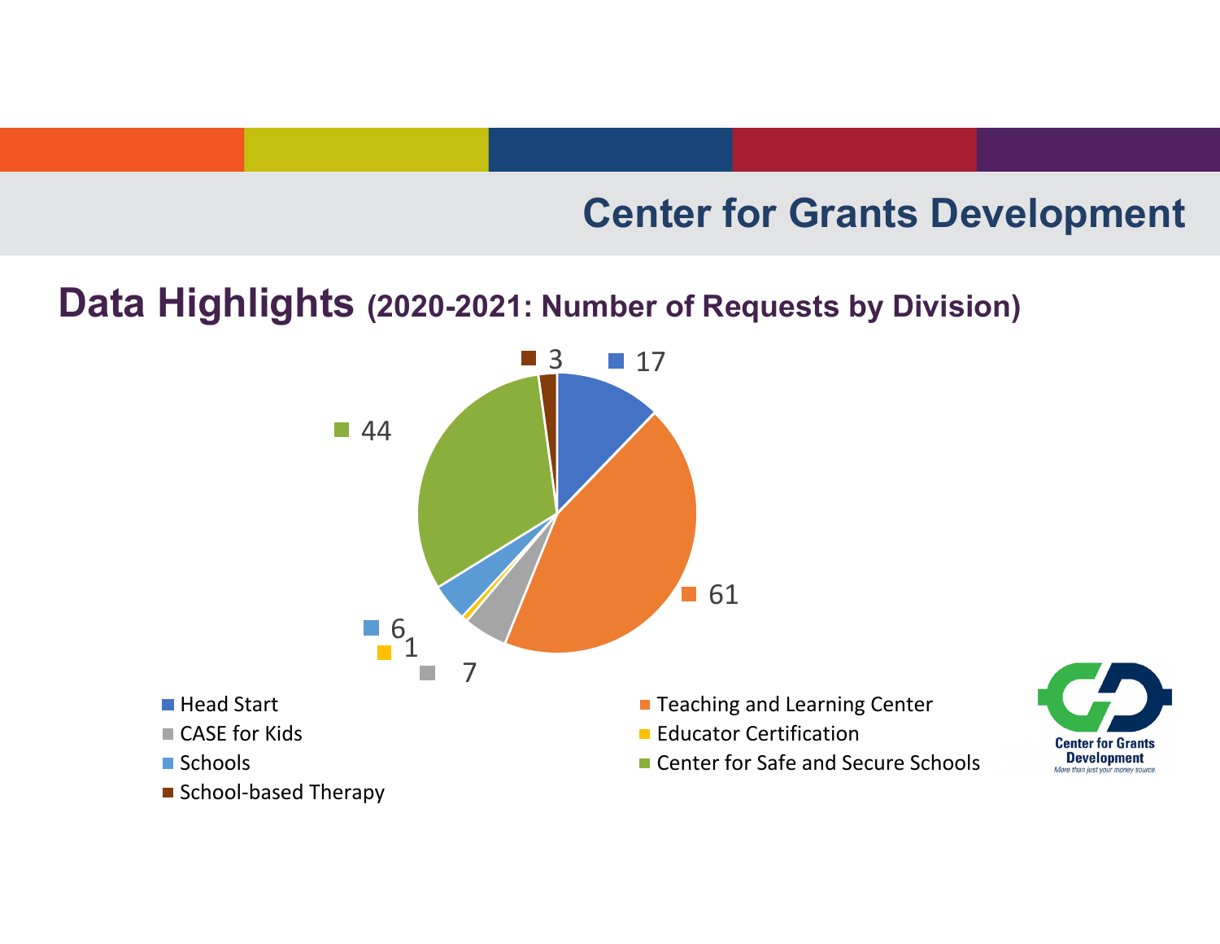## Center for Grants Development

# Data Highlights (2020-2021: Number of Requests by Division)

| Division | Number of Requests |
| --- | --- |
| Head Start | 17 |
| Teaching and Learning Center | 61 |
| CASE for Kids | 7 |
| Educator Certification | 1 |
| Schools | 6 |
| Center for Safe and Secure Schools | 44 |
| School-based Therapy | 3 |

Center for Grants Development

*More than just your money source.*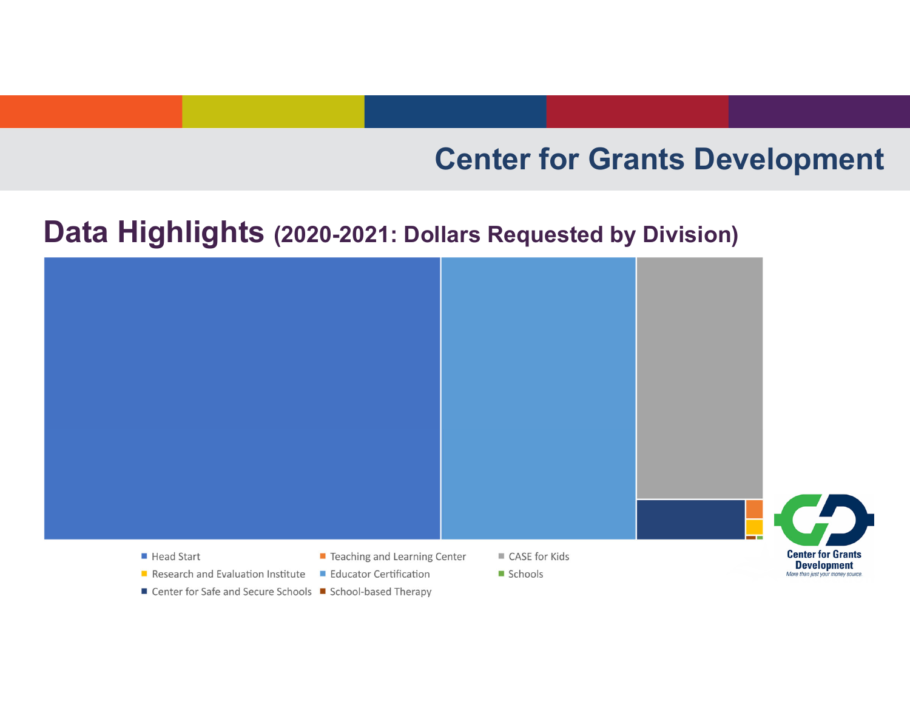## Center for Grants Development

# Data Highlights (2020-2021: Dollars Requested by Division)

- Head Start
- Teaching and Learning Center
- CASE for Kids
- Research and Evaluation Institute
- Educator Certification
- Schools
- Center for Safe and Secure Schools
- School-based Therapy

Center for Grants Development

*More than just your money source.*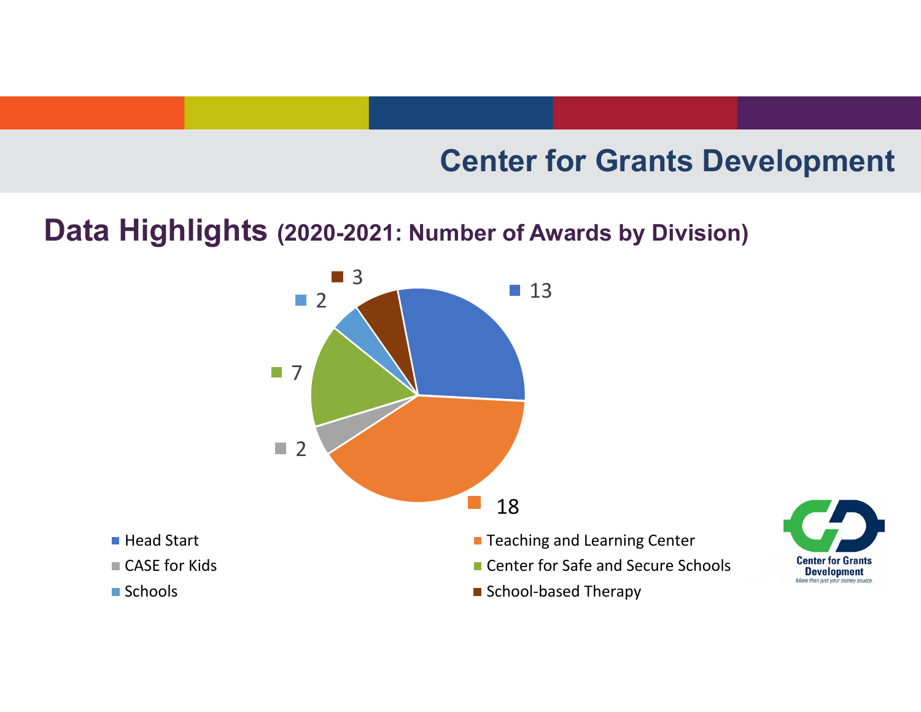# Center for Grants Development

## Data Highlights (2020-2021: Number of Awards by Division)

| Division | Number of Awards |
| --- | --- |
| Head Start | 13 |
| Teaching and Learning Center | 18 |
| CASE for Kids | 2 |
| Center for Safe and Secure Schools | 7 |
| Schools | 2 |
| School-based Therapy | 3 |

Center for Grants Development

*More than just your money source.*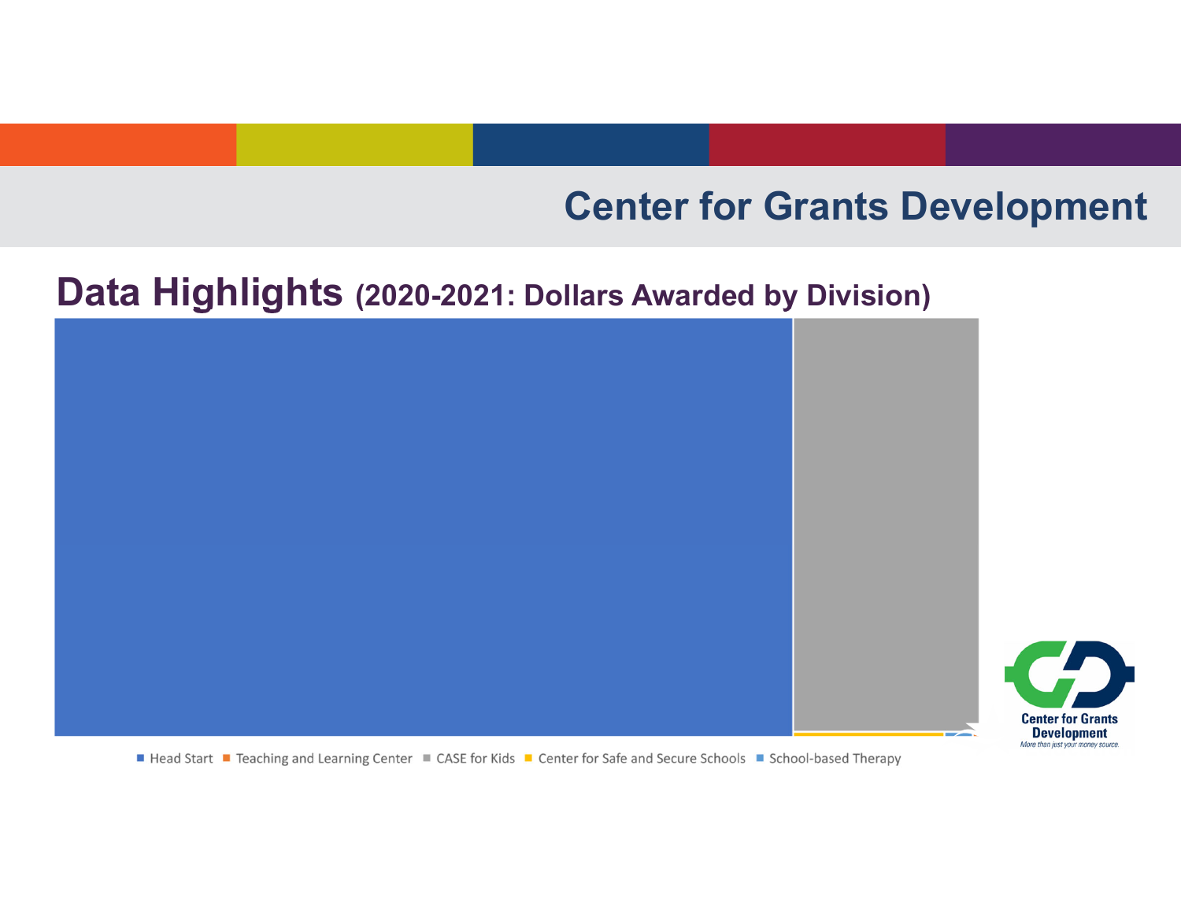Center for Grants Development

## Data Highlights (2020-2021: Dollars Awarded by Division)

■ Head Start ■ Teaching and Learning Center ■ CASE for Kids ■ Center for Safe and Secure Schools ■ School-based Therapy

Center for Grants Development
*More than just your money source.*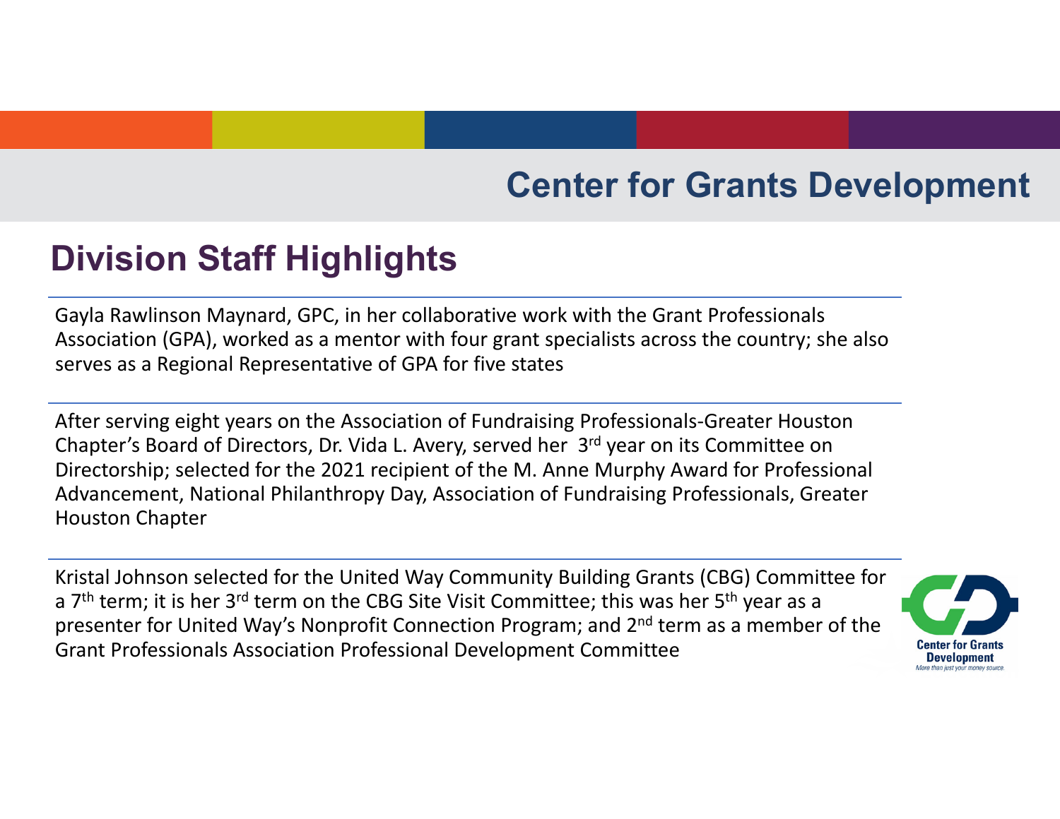## Center for Grants Development

# Division Staff Highlights

Gayla Rawlinson Maynard, GPC, in her collaborative work with the Grant Professionals Association (GPA), worked as a mentor with four grant specialists across the country; she also serves as a Regional Representative of GPA for five states

After serving eight years on the Association of Fundraising Professionals-Greater Houston Chapter's Board of Directors, Dr. Vida L. Avery, served her 3rd year on its Committee on Directorship; selected for the 2021 recipient of the M. Anne Murphy Award for Professional Advancement, National Philanthropy Day, Association of Fundraising Professionals, Greater Houston Chapter

Kristal Johnson selected for the United Way Community Building Grants (CBG) Committee for a 7th term; it is her 3rd term on the CBG Site Visit Committee; this was her 5th year as a presenter for United Way's Nonprofit Connection Program; and 2nd term as a member of the Grant Professionals Association Professional Development Committee

Center for Grants Development
*More than just your money source.*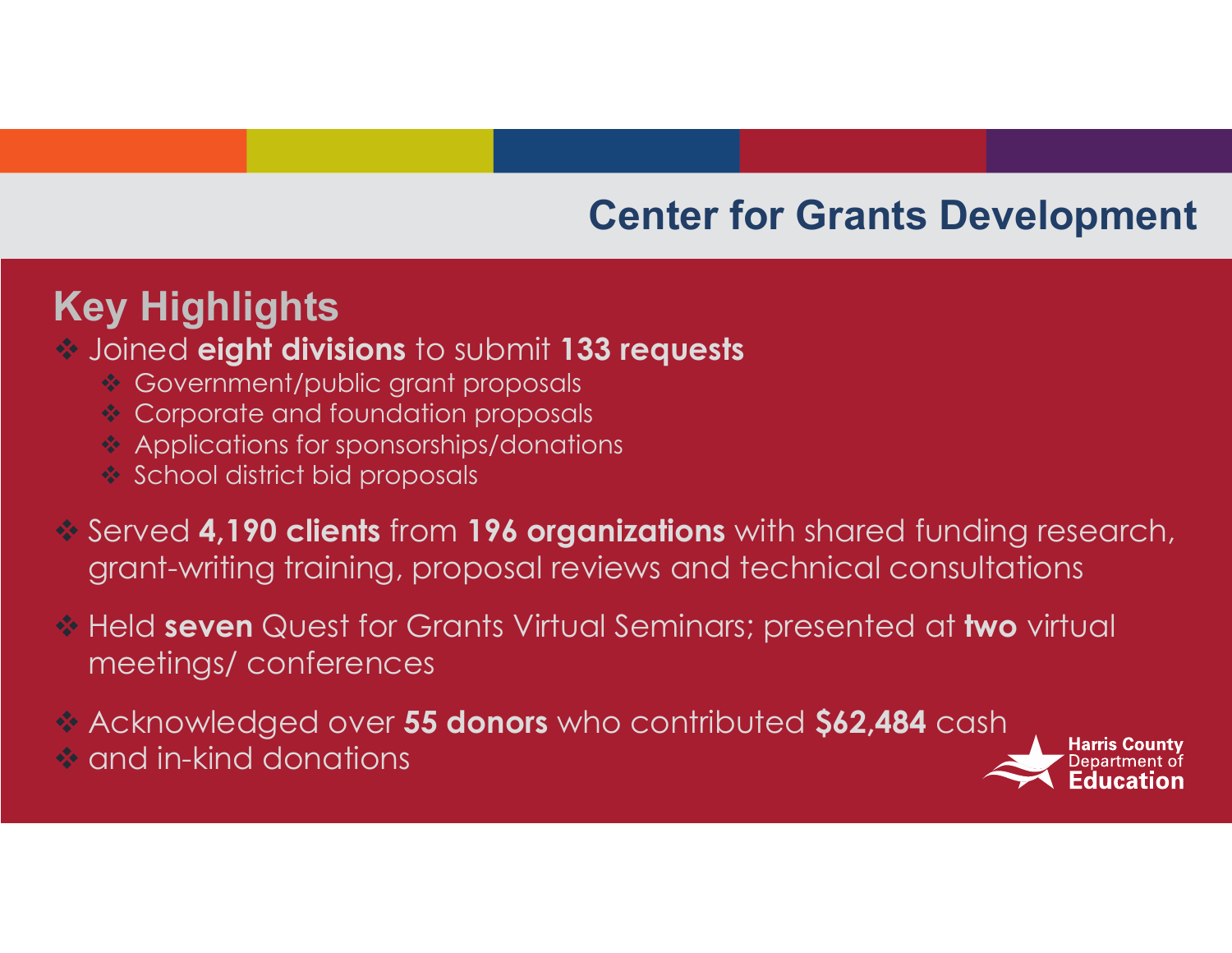# Center for Grants Development

## Key Highlights

- Joined **eight divisions** to submit **133 requests**
  - Government/public grant proposals
  - Corporate and foundation proposals
  - Applications for sponsorships/donations
  - School district bid proposals
- Served **4,190 clients** from **196 organizations** with shared funding research, grant-writing training, proposal reviews and technical consultations
- Held **seven** Quest for Grants Virtual Seminars; presented at **two** virtual meetings/ conferences
- Acknowledged over **55 donors** who contributed **$62,484** cash
- and in-kind donations

Harris County Department of Education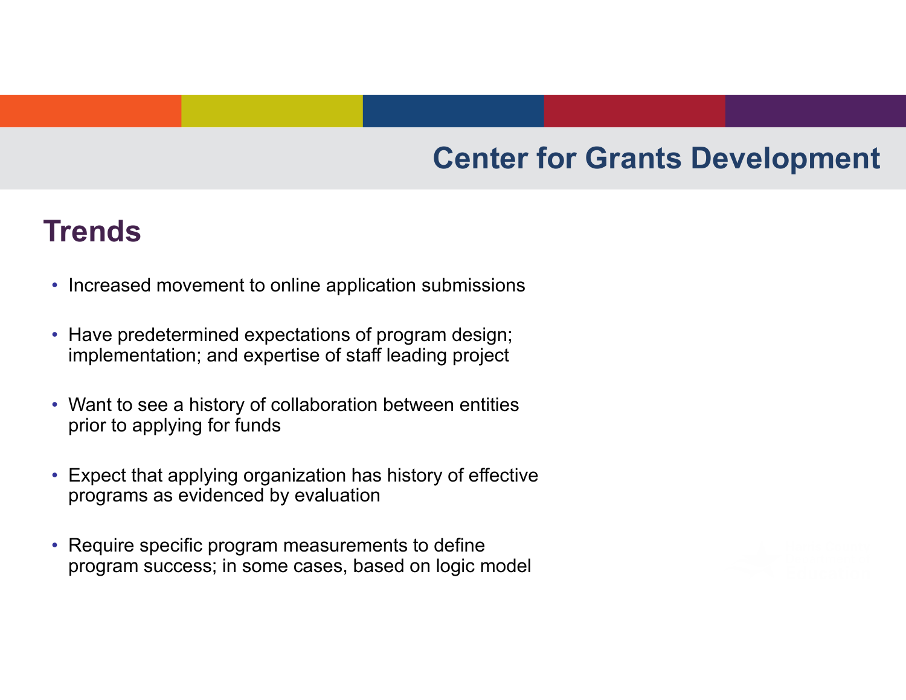# Center for Grants Development

## Trends

- Increased movement to online application submissions
- Have predetermined expectations of program design; implementation; and expertise of staff leading project
- Want to see a history of collaboration between entities prior to applying for funds
- Expect that applying organization has history of effective programs as evidenced by evaluation
- Require specific program measurements to define program success; in some cases, based on logic model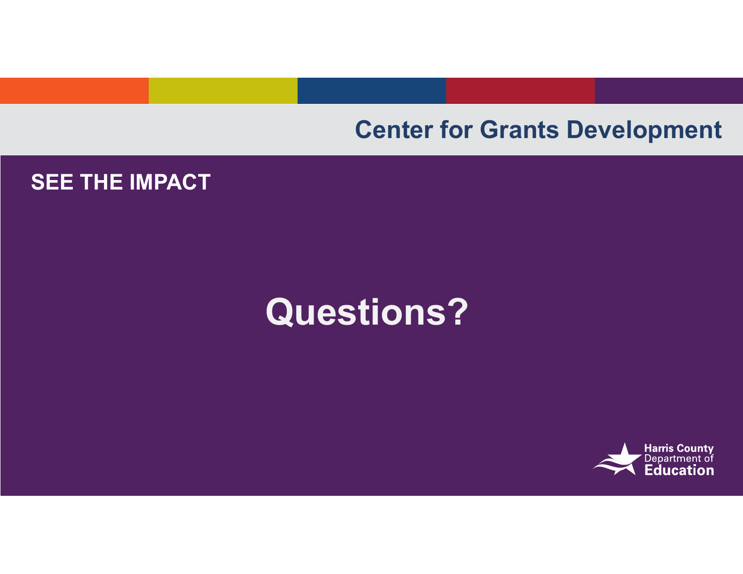Center for Grants Development

SEE THE IMPACT

# Questions?

Harris County Department of Education